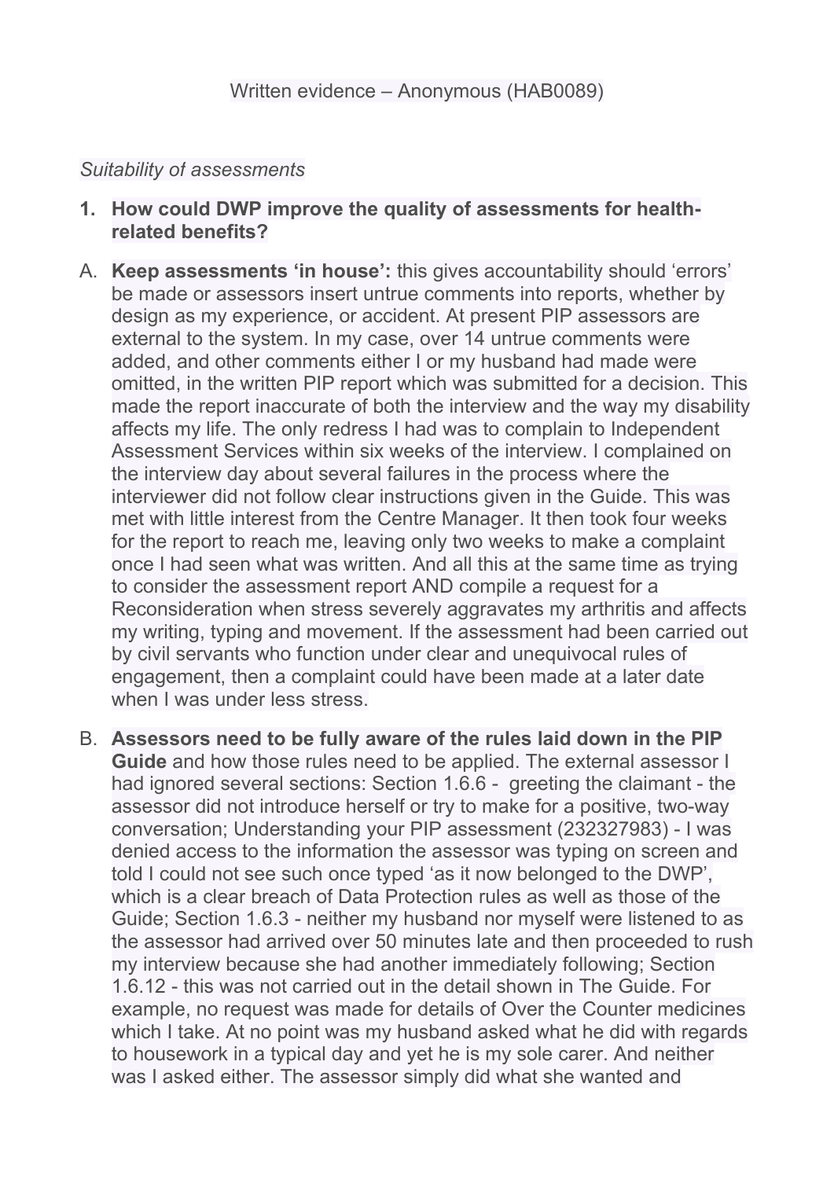Written evidence – Anonymous (HAB0089)

*Suitability of assessments*

1. **How could DWP improve the quality of assessments for health-related benefits?**

A. **Keep assessments 'in house':** this gives accountability should 'errors' be made or assessors insert untrue comments into reports, whether by design as my experience, or accident. At present PIP assessors are external to the system. In my case, over 14 untrue comments were added, and other comments either I or my husband had made were omitted, in the written PIP report which was submitted for a decision. This made the report inaccurate of both the interview and the way my disability affects my life. The only redress I had was to complain to Independent Assessment Services within six weeks of the interview. I complained on the interview day about several failures in the process where the interviewer did not follow clear instructions given in the Guide. This was met with little interest from the Centre Manager. It then took four weeks for the report to reach me, leaving only two weeks to make a complaint once I had seen what was written. And all this at the same time as trying to consider the assessment report AND compile a request for a Reconsideration when stress severely aggravates my arthritis and affects my writing, typing and movement. If the assessment had been carried out by civil servants who function under clear and unequivocal rules of engagement, then a complaint could have been made at a later date when I was under less stress.

B. **Assessors need to be fully aware of the rules laid down in the PIP Guide** and how those rules need to be applied. The external assessor I had ignored several sections: Section 1.6.6 - greeting the claimant - the assessor did not introduce herself or try to make for a positive, two-way conversation; Understanding your PIP assessment (232327983) - I was denied access to the information the assessor was typing on screen and told I could not see such once typed 'as it now belonged to the DWP', which is a clear breach of Data Protection rules as well as those of the Guide; Section 1.6.3 - neither my husband nor myself were listened to as the assessor had arrived over 50 minutes late and then proceeded to rush my interview because she had another immediately following; Section 1.6.12 - this was not carried out in the detail shown in The Guide. For example, no request was made for details of Over the Counter medicines which I take. At no point was my husband asked what he did with regards to housework in a typical day and yet he is my sole carer. And neither was I asked either. The assessor simply did what she wanted and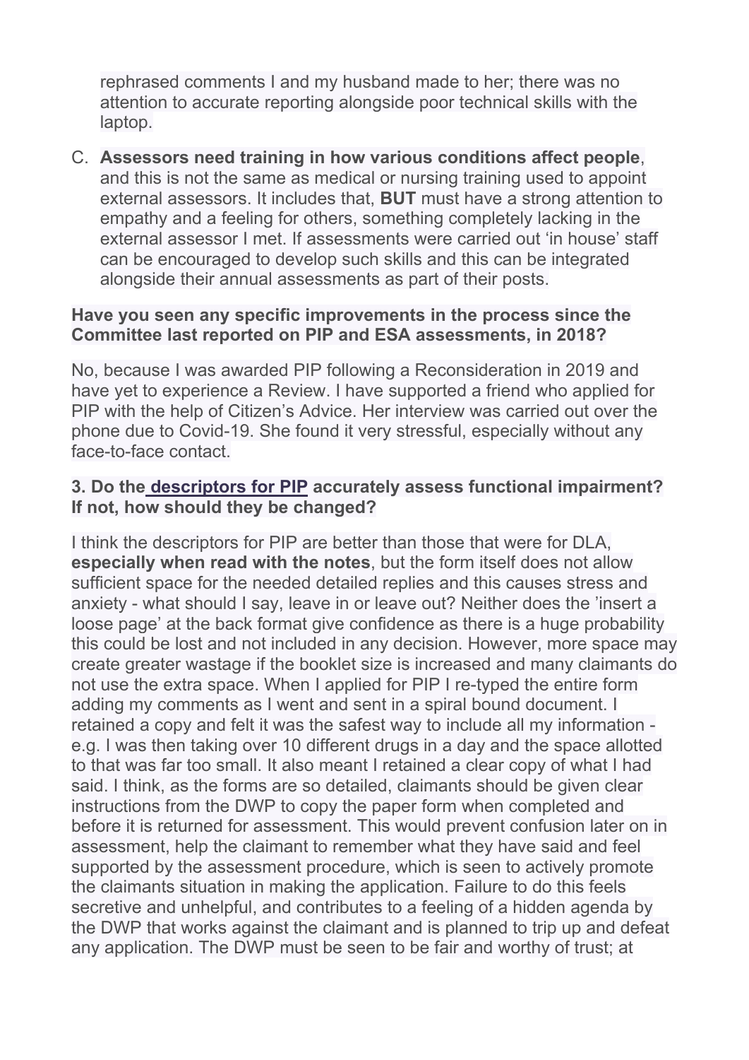rephrased comments I and my husband made to her; there was no attention to accurate reporting alongside poor technical skills with the laptop.

C. **Assessors need training in how various conditions affect people**, and this is not the same as medical or nursing training used to appoint external assessors. It includes that, **BUT** must have a strong attention to empathy and a feeling for others, something completely lacking in the external assessor I met. If assessments were carried out 'in house' staff can be encouraged to develop such skills and this can be integrated alongside their annual assessments as part of their posts.

**Have you seen any specific improvements in the process since the Committee last reported on PIP and ESA assessments, in 2018?**

No, because I was awarded PIP following a Reconsideration in 2019 and have yet to experience a Review. I have supported a friend who applied for PIP with the help of Citizen's Advice. Her interview was carried out over the phone due to Covid-19. She found it very stressful, especially without any face-to-face contact.

**3. Do the descriptors for PIP accurately assess functional impairment? If not, how should they be changed?**

I think the descriptors for PIP are better than those that were for DLA, **especially when read with the notes**, but the form itself does not allow sufficient space for the needed detailed replies and this causes stress and anxiety - what should I say, leave in or leave out? Neither does the 'insert a loose page' at the back format give confidence as there is a huge probability this could be lost and not included in any decision. However, more space may create greater wastage if the booklet size is increased and many claimants do not use the extra space. When I applied for PIP I re-typed the entire form adding my comments as I went and sent in a spiral bound document. I retained a copy and felt it was the safest way to include all my information - e.g. I was then taking over 10 different drugs in a day and the space allotted to that was far too small. It also meant I retained a clear copy of what I had said. I think, as the forms are so detailed, claimants should be given clear instructions from the DWP to copy the paper form when completed and before it is returned for assessment. This would prevent confusion later on in assessment, help the claimant to remember what they have said and feel supported by the assessment procedure, which is seen to actively promote the claimants situation in making the application. Failure to do this feels secretive and unhelpful, and contributes to a feeling of a hidden agenda by the DWP that works against the claimant and is planned to trip up and defeat any application. The DWP must be seen to be fair and worthy of trust; at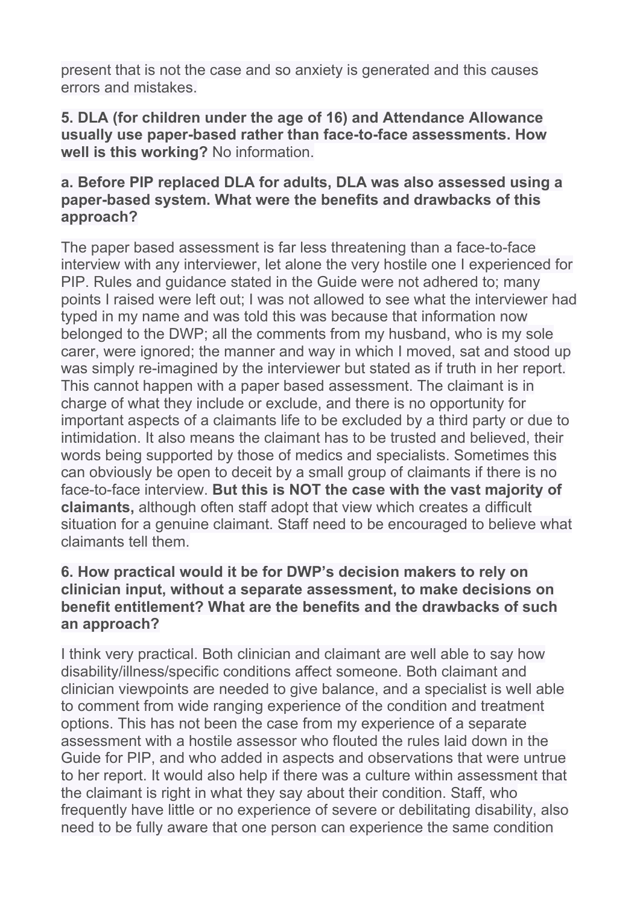present that is not the case and so anxiety is generated and this causes errors and mistakes.

**5. DLA (for children under the age of 16) and Attendance Allowance usually use paper-based rather than face-to-face assessments. How well is this working?** No information.

**a. Before PIP replaced DLA for adults, DLA was also assessed using a paper-based system. What were the benefits and drawbacks of this approach?**

The paper based assessment is far less threatening than a face-to-face interview with any interviewer, let alone the very hostile one I experienced for PIP. Rules and guidance stated in the Guide were not adhered to; many points I raised were left out; I was not allowed to see what the interviewer had typed in my name and was told this was because that information now belonged to the DWP; all the comments from my husband, who is my sole carer, were ignored; the manner and way in which I moved, sat and stood up was simply re-imagined by the interviewer but stated as if truth in her report. This cannot happen with a paper based assessment. The claimant is in charge of what they include or exclude, and there is no opportunity for important aspects of a claimants life to be excluded by a third party or due to intimidation. It also means the claimant has to be trusted and believed, their words being supported by those of medics and specialists. Sometimes this can obviously be open to deceit by a small group of claimants if there is no face-to-face interview. **But this is NOT the case with the vast majority of claimants,** although often staff adopt that view which creates a difficult situation for a genuine claimant. Staff need to be encouraged to believe what claimants tell them.

**6. How practical would it be for DWP's decision makers to rely on clinician input, without a separate assessment, to make decisions on benefit entitlement? What are the benefits and the drawbacks of such an approach?**

I think very practical. Both clinician and claimant are well able to say how disability/illness/specific conditions affect someone. Both claimant and clinician viewpoints are needed to give balance, and a specialist is well able to comment from wide ranging experience of the condition and treatment options. This has not been the case from my experience of a separate assessment with a hostile assessor who flouted the rules laid down in the Guide for PIP, and who added in aspects and observations that were untrue to her report. It would also help if there was a culture within assessment that the claimant is right in what they say about their condition. Staff, who frequently have little or no experience of severe or debilitating disability, also need to be fully aware that one person can experience the same condition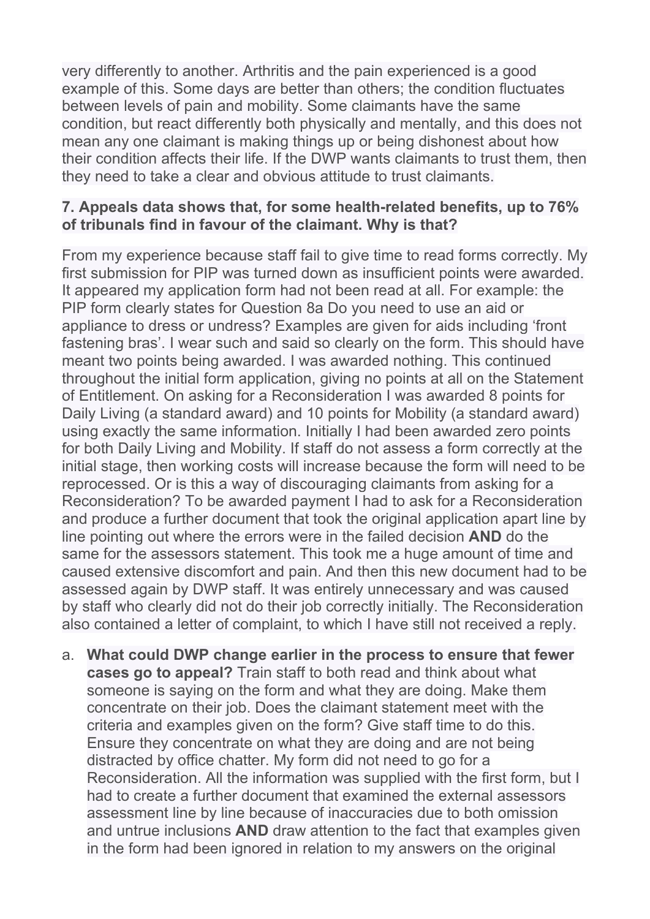very differently to another. Arthritis and the pain experienced is a good example of this. Some days are better than others; the condition fluctuates between levels of pain and mobility. Some claimants have the same condition, but react differently both physically and mentally, and this does not mean any one claimant is making things up or being dishonest about how their condition affects their life. If the DWP wants claimants to trust them, then they need to take a clear and obvious attitude to trust claimants.

**7. Appeals data shows that, for some health-related benefits, up to 76% of tribunals find in favour of the claimant. Why is that?**

From my experience because staff fail to give time to read forms correctly. My first submission for PIP was turned down as insufficient points were awarded. It appeared my application form had not been read at all. For example: the PIP form clearly states for Question 8a Do you need to use an aid or appliance to dress or undress? Examples are given for aids including 'front fastening bras'. I wear such and said so clearly on the form. This should have meant two points being awarded. I was awarded nothing. This continued throughout the initial form application, giving no points at all on the Statement of Entitlement. On asking for a Reconsideration I was awarded 8 points for Daily Living (a standard award) and 10 points for Mobility (a standard award) using exactly the same information. Initially I had been awarded zero points for both Daily Living and Mobility. If staff do not assess a form correctly at the initial stage, then working costs will increase because the form will need to be reprocessed. Or is this a way of discouraging claimants from asking for a Reconsideration? To be awarded payment I had to ask for a Reconsideration and produce a further document that took the original application apart line by line pointing out where the errors were in the failed decision **AND** do the same for the assessors statement. This took me a huge amount of time and caused extensive discomfort and pain. And then this new document had to be assessed again by DWP staff. It was entirely unnecessary and was caused by staff who clearly did not do their job correctly initially. The Reconsideration also contained a letter of complaint, to which I have still not received a reply.

a. **What could DWP change earlier in the process to ensure that fewer cases go to appeal?** Train staff to both read and think about what someone is saying on the form and what they are doing. Make them concentrate on their job. Does the claimant statement meet with the criteria and examples given on the form? Give staff time to do this. Ensure they concentrate on what they are doing and are not being distracted by office chatter. My form did not need to go for a Reconsideration. All the information was supplied with the first form, but I had to create a further document that examined the external assessors assessment line by line because of inaccuracies due to both omission and untrue inclusions **AND** draw attention to the fact that examples given in the form had been ignored in relation to my answers on the original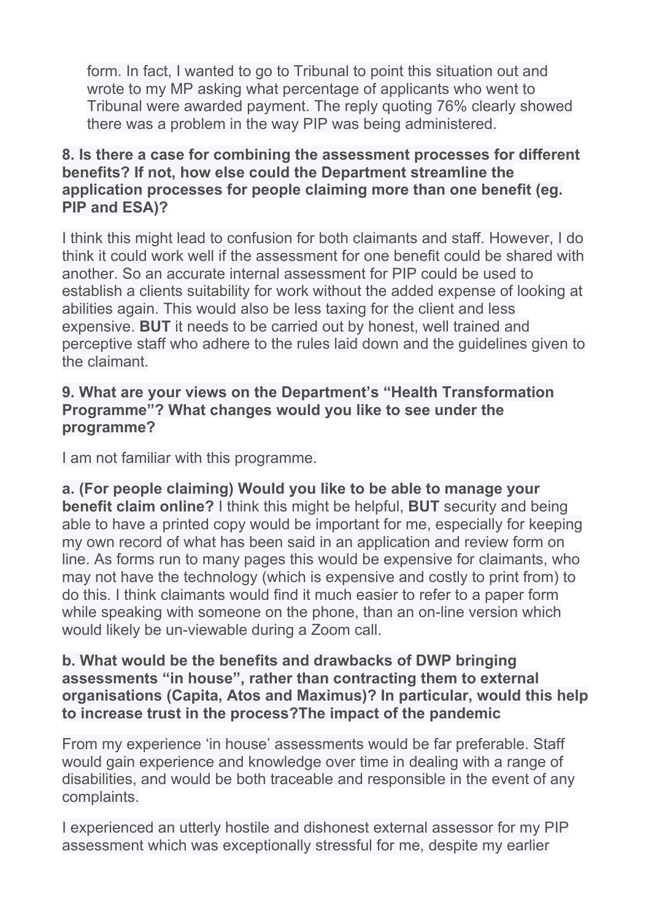form. In fact, I wanted to go to Tribunal to point this situation out and wrote to my MP asking what percentage of applicants who went to Tribunal were awarded payment. The reply quoting 76% clearly showed there was a problem in the way PIP was being administered.

**8. Is there a case for combining the assessment processes for different benefits? If not, how else could the Department streamline the application processes for people claiming more than one benefit (eg. PIP and ESA)?**

I think this might lead to confusion for both claimants and staff. However, I do think it could work well if the assessment for one benefit could be shared with another. So an accurate internal assessment for PIP could be used to establish a clients suitability for work without the added expense of looking at abilities again. This would also be less taxing for the client and less expensive. **BUT** it needs to be carried out by honest, well trained and perceptive staff who adhere to the rules laid down and the guidelines given to the claimant.

**9. What are your views on the Department's "Health Transformation Programme"? What changes would you like to see under the programme?**

I am not familiar with this programme.

**a. (For people claiming) Would you like to be able to manage your benefit claim online?** I think this might be helpful, **BUT** security and being able to have a printed copy would be important for me, especially for keeping my own record of what has been said in an application and review form on line. As forms run to many pages this would be expensive for claimants, who may not have the technology (which is expensive and costly to print from) to do this. I think claimants would find it much easier to refer to a paper form while speaking with someone on the phone, than an on-line version which would likely be un-viewable during a Zoom call.

**b. What would be the benefits and drawbacks of DWP bringing assessments "in house", rather than contracting them to external organisations (Capita, Atos and Maximus)? In particular, would this help to increase trust in the process?The impact of the pandemic**

From my experience 'in house' assessments would be far preferable. Staff would gain experience and knowledge over time in dealing with a range of disabilities, and would be both traceable and responsible in the event of any complaints.

I experienced an utterly hostile and dishonest external assessor for my PIP assessment which was exceptionally stressful for me, despite my earlier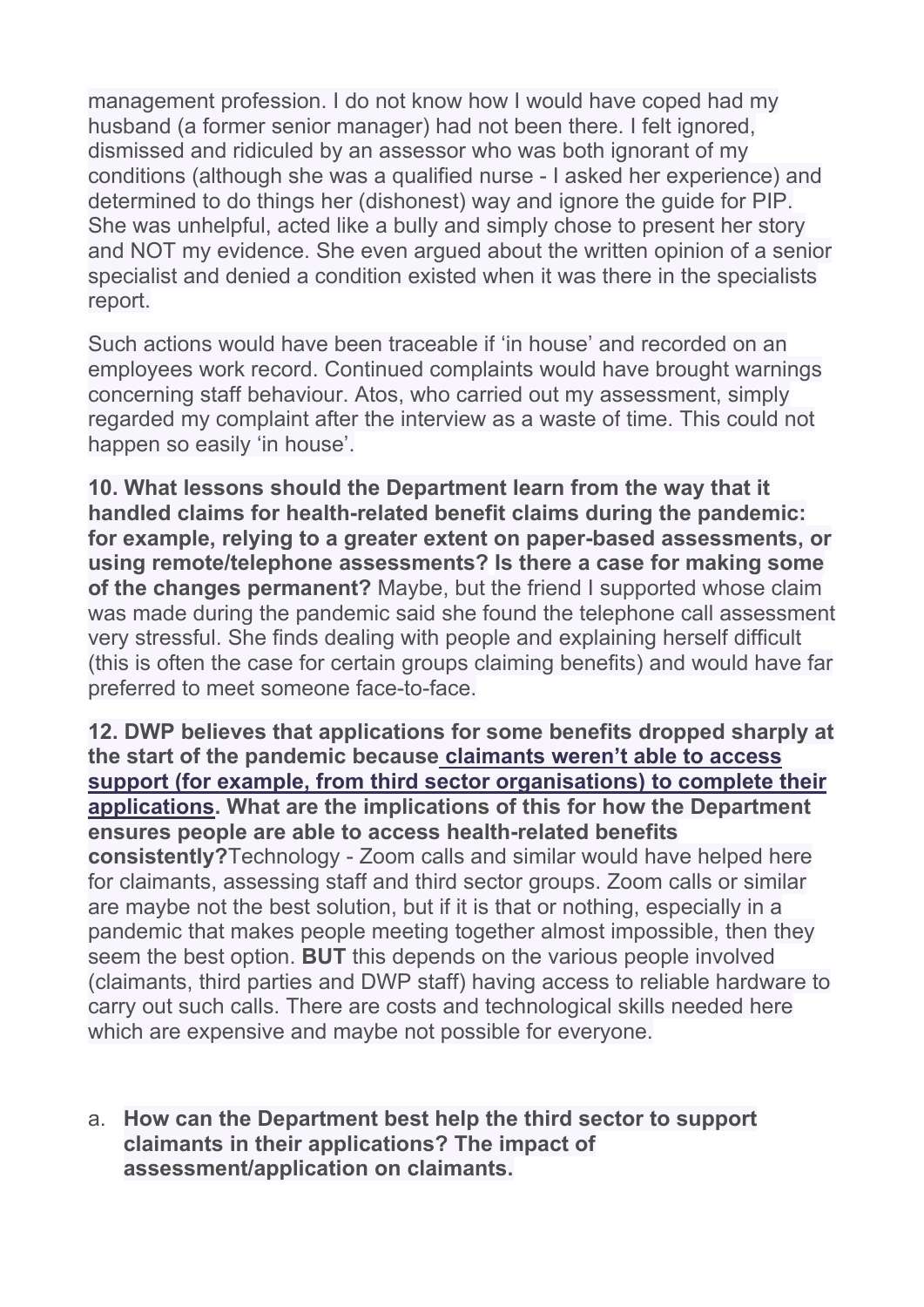management profession. I do not know how I would have coped had my husband (a former senior manager) had not been there. I felt ignored, dismissed and ridiculed by an assessor who was both ignorant of my conditions (although she was a qualified nurse - I asked her experience) and determined to do things her (dishonest) way and ignore the guide for PIP. She was unhelpful, acted like a bully and simply chose to present her story and NOT my evidence. She even argued about the written opinion of a senior specialist and denied a condition existed when it was there in the specialists report.

Such actions would have been traceable if 'in house' and recorded on an employees work record. Continued complaints would have brought warnings concerning staff behaviour. Atos, who carried out my assessment, simply regarded my complaint after the interview as a waste of time. This could not happen so easily 'in house'.

**10. What lessons should the Department learn from the way that it handled claims for health-related benefit claims during the pandemic: for example, relying to a greater extent on paper-based assessments, or using remote/telephone assessments? Is there a case for making some of the changes permanent?** Maybe, but the friend I supported whose claim was made during the pandemic said she found the telephone call assessment very stressful. She finds dealing with people and explaining herself difficult (this is often the case for certain groups claiming benefits) and would have far preferred to meet someone face-to-face.

**12. DWP believes that applications for some benefits dropped sharply at the start of the pandemic because claimants weren't able to access support (for example, from third sector organisations) to complete their applications. What are the implications of this for how the Department ensures people are able to access health-related benefits consistently?** Technology - Zoom calls and similar would have helped here for claimants, assessing staff and third sector groups. Zoom calls or similar are maybe not the best solution, but if it is that or nothing, especially in a pandemic that makes people meeting together almost impossible, then they seem the best option. **BUT** this depends on the various people involved (claimants, third parties and DWP staff) having access to reliable hardware to carry out such calls. There are costs and technological skills needed here which are expensive and maybe not possible for everyone.

a. **How can the Department best help the third sector to support claimants in their applications? The impact of assessment/application on claimants.**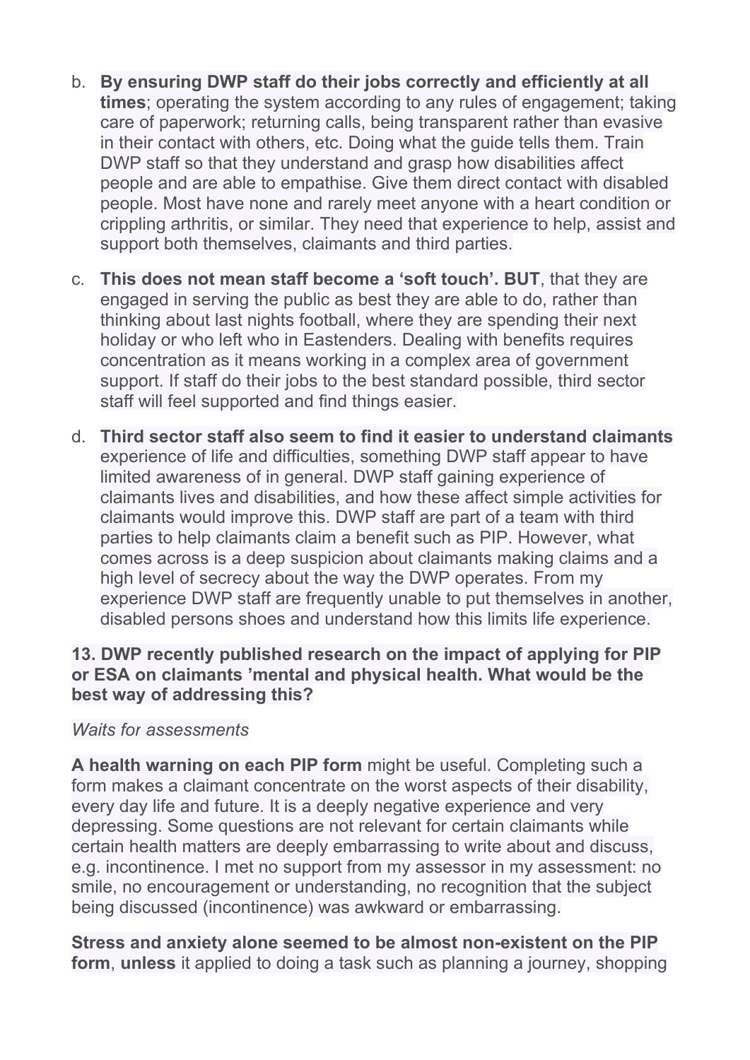b. **By ensuring DWP staff do their jobs correctly and efficiently at all times**; operating the system according to any rules of engagement; taking care of paperwork; returning calls, being transparent rather than evasive in their contact with others, etc. Doing what the guide tells them. Train DWP staff so that they understand and grasp how disabilities affect people and are able to empathise. Give them direct contact with disabled people. Most have none and rarely meet anyone with a heart condition or crippling arthritis, or similar. They need that experience to help, assist and support both themselves, claimants and third parties.

c. **This does not mean staff become a 'soft touch'. BUT**, that they are engaged in serving the public as best they are able to do, rather than thinking about last nights football, where they are spending their next holiday or who left who in Eastenders. Dealing with benefits requires concentration as it means working in a complex area of government support. If staff do their jobs to the best standard possible, third sector staff will feel supported and find things easier.

d. **Third sector staff also seem to find it easier to understand claimants** experience of life and difficulties, something DWP staff appear to have limited awareness of in general. DWP staff gaining experience of claimants lives and disabilities, and how these affect simple activities for claimants would improve this. DWP staff are part of a team with third parties to help claimants claim a benefit such as PIP. However, what comes across is a deep suspicion about claimants making claims and a high level of secrecy about the way the DWP operates. From my experience DWP staff are frequently unable to put themselves in another, disabled persons shoes and understand how this limits life experience.

**13. DWP recently published research on the impact of applying for PIP or ESA on claimants 'mental and physical health. What would be the best way of addressing this?**

*Waits for assessments*

**A health warning on each PIP form** might be useful. Completing such a form makes a claimant concentrate on the worst aspects of their disability, every day life and future. It is a deeply negative experience and very depressing. Some questions are not relevant for certain claimants while certain health matters are deeply embarrassing to write about and discuss, e.g. incontinence. I met no support from my assessor in my assessment: no smile, no encouragement or understanding, no recognition that the subject being discussed (incontinence) was awkward or embarrassing.

**Stress and anxiety alone seemed to be almost non-existent on the PIP form**, **unless** it applied to doing a task such as planning a journey, shopping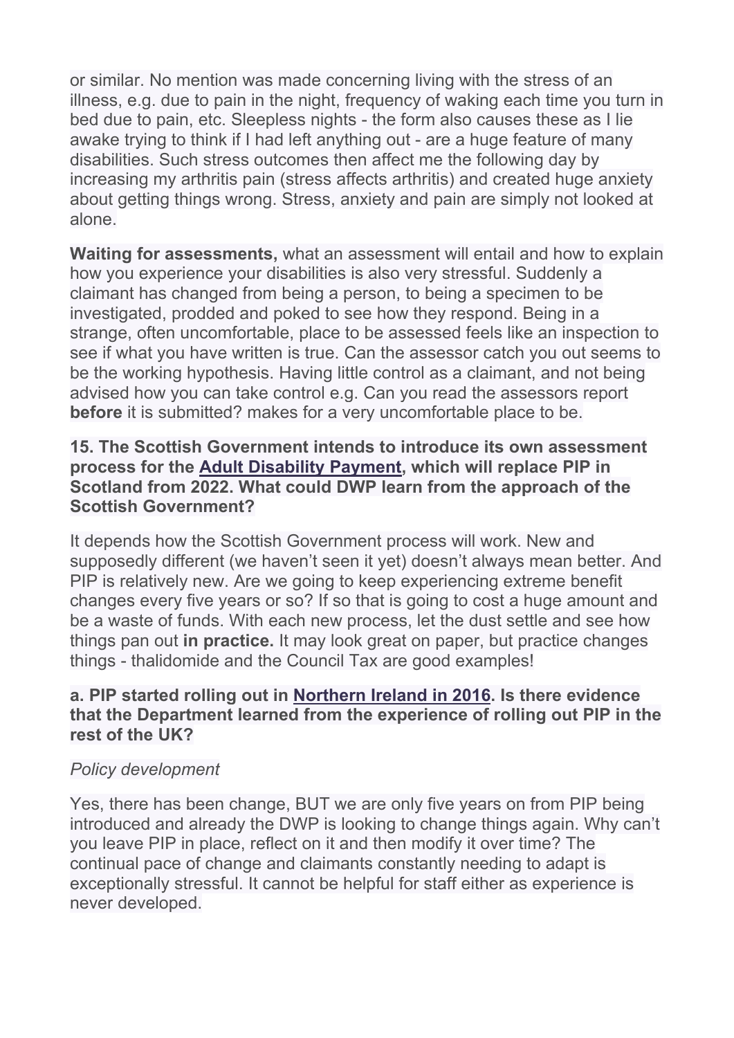or similar. No mention was made concerning living with the stress of an illness, e.g. due to pain in the night, frequency of waking each time you turn in bed due to pain, etc. Sleepless nights - the form also causes these as I lie awake trying to think if I had left anything out - are a huge feature of many disabilities. Such stress outcomes then affect me the following day by increasing my arthritis pain (stress affects arthritis) and created huge anxiety about getting things wrong. Stress, anxiety and pain are simply not looked at alone.

**Waiting for assessments,** what an assessment will entail and how to explain how you experience your disabilities is also very stressful. Suddenly a claimant has changed from being a person, to being a specimen to be investigated, prodded and poked to see how they respond. Being in a strange, often uncomfortable, place to be assessed feels like an inspection to see if what you have written is true. Can the assessor catch you out seems to be the working hypothesis. Having little control as a claimant, and not being advised how you can take control e.g. Can you read the assessors report **before** it is submitted? makes for a very uncomfortable place to be.

**15. The Scottish Government intends to introduce its own assessment process for the Adult Disability Payment, which will replace PIP in Scotland from 2022. What could DWP learn from the approach of the Scottish Government?**

It depends how the Scottish Government process will work. New and supposedly different (we haven't seen it yet) doesn't always mean better. And PIP is relatively new. Are we going to keep experiencing extreme benefit changes every five years or so? If so that is going to cost a huge amount and be a waste of funds. With each new process, let the dust settle and see how things pan out **in practice.** It may look great on paper, but practice changes things - thalidomide and the Council Tax are good examples!

**a. PIP started rolling out in Northern Ireland in 2016. Is there evidence that the Department learned from the experience of rolling out PIP in the rest of the UK?**

*Policy development*

Yes, there has been change, BUT we are only five years on from PIP being introduced and already the DWP is looking to change things again. Why can't you leave PIP in place, reflect on it and then modify it over time? The continual pace of change and claimants constantly needing to adapt is exceptionally stressful. It cannot be helpful for staff either as experience is never developed.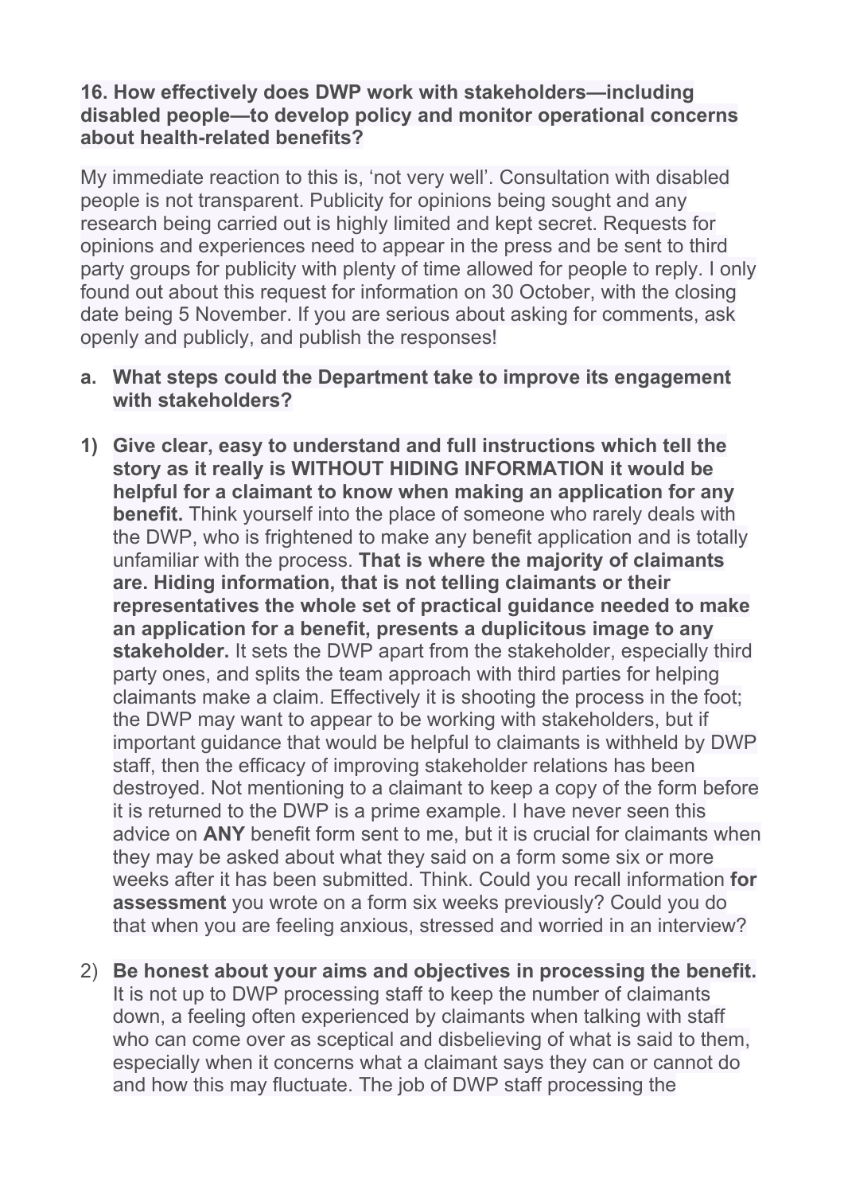**16. How effectively does DWP work with stakeholders—including disabled people—to develop policy and monitor operational concerns about health-related benefits?**

My immediate reaction to this is, 'not very well'. Consultation with disabled people is not transparent. Publicity for opinions being sought and any research being carried out is highly limited and kept secret. Requests for opinions and experiences need to appear in the press and be sent to third party groups for publicity with plenty of time allowed for people to reply. I only found out about this request for information on 30 October, with the closing date being 5 November. If you are serious about asking for comments, ask openly and publicly, and publish the responses!

a. **What steps could the Department take to improve its engagement with stakeholders?**

1) **Give clear, easy to understand and full instructions which tell the story as it really is WITHOUT HIDING INFORMATION it would be helpful for a claimant to know when making an application for any benefit.** Think yourself into the place of someone who rarely deals with the DWP, who is frightened to make any benefit application and is totally unfamiliar with the process. **That is where the majority of claimants are. Hiding information, that is not telling claimants or their representatives the whole set of practical guidance needed to make an application for a benefit, presents a duplicitous image to any stakeholder.** It sets the DWP apart from the stakeholder, especially third party ones, and splits the team approach with third parties for helping claimants make a claim. Effectively it is shooting the process in the foot; the DWP may want to appear to be working with stakeholders, but if important guidance that would be helpful to claimants is withheld by DWP staff, then the efficacy of improving stakeholder relations has been destroyed. Not mentioning to a claimant to keep a copy of the form before it is returned to the DWP is a prime example. I have never seen this advice on **ANY** benefit form sent to me, but it is crucial for claimants when they may be asked about what they said on a form some six or more weeks after it has been submitted. Think. Could you recall information **for assessment** you wrote on a form six weeks previously? Could you do that when you are feeling anxious, stressed and worried in an interview?

2) **Be honest about your aims and objectives in processing the benefit.** It is not up to DWP processing staff to keep the number of claimants down, a feeling often experienced by claimants when talking with staff who can come over as sceptical and disbelieving of what is said to them, especially when it concerns what a claimant says they can or cannot do and how this may fluctuate. The job of DWP staff processing the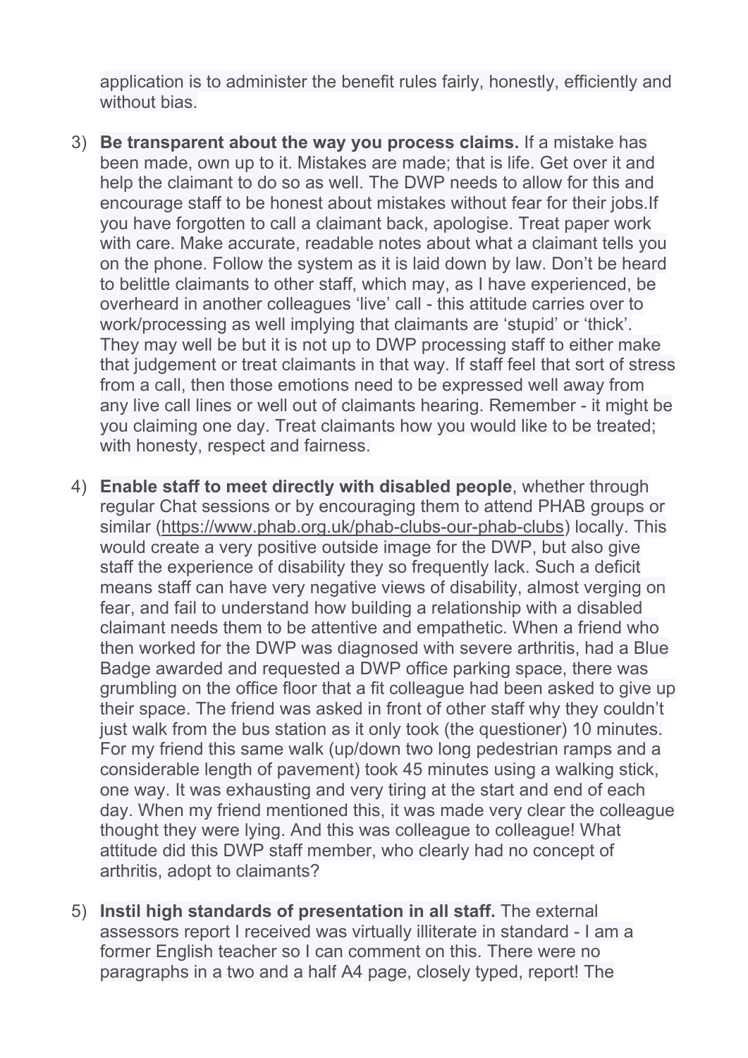application is to administer the benefit rules fairly, honestly, efficiently and without bias.

3) **Be transparent about the way you process claims.** If a mistake has been made, own up to it. Mistakes are made; that is life. Get over it and help the claimant to do so as well. The DWP needs to allow for this and encourage staff to be honest about mistakes without fear for their jobs.If you have forgotten to call a claimant back, apologise. Treat paper work with care. Make accurate, readable notes about what a claimant tells you on the phone. Follow the system as it is laid down by law. Don't be heard to belittle claimants to other staff, which may, as I have experienced, be overheard in another colleagues 'live' call - this attitude carries over to work/processing as well implying that claimants are 'stupid' or 'thick'. They may well be but it is not up to DWP processing staff to either make that judgement or treat claimants in that way. If staff feel that sort of stress from a call, then those emotions need to be expressed well away from any live call lines or well out of claimants hearing. Remember - it might be you claiming one day. Treat claimants how you would like to be treated; with honesty, respect and fairness.

4) **Enable staff to meet directly with disabled people**, whether through regular Chat sessions or by encouraging them to attend PHAB groups or similar (https://www.phab.org.uk/phab-clubs-our-phab-clubs) locally. This would create a very positive outside image for the DWP, but also give staff the experience of disability they so frequently lack. Such a deficit means staff can have very negative views of disability, almost verging on fear, and fail to understand how building a relationship with a disabled claimant needs them to be attentive and empathetic. When a friend who then worked for the DWP was diagnosed with severe arthritis, had a Blue Badge awarded and requested a DWP office parking space, there was grumbling on the office floor that a fit colleague had been asked to give up their space. The friend was asked in front of other staff why they couldn't just walk from the bus station as it only took (the questioner) 10 minutes. For my friend this same walk (up/down two long pedestrian ramps and a considerable length of pavement) took 45 minutes using a walking stick, one way. It was exhausting and very tiring at the start and end of each day. When my friend mentioned this, it was made very clear the colleague thought they were lying. And this was colleague to colleague! What attitude did this DWP staff member, who clearly had no concept of arthritis, adopt to claimants?

5) **Instil high standards of presentation in all staff.** The external assessors report I received was virtually illiterate in standard - I am a former English teacher so I can comment on this. There were no paragraphs in a two and a half A4 page, closely typed, report! The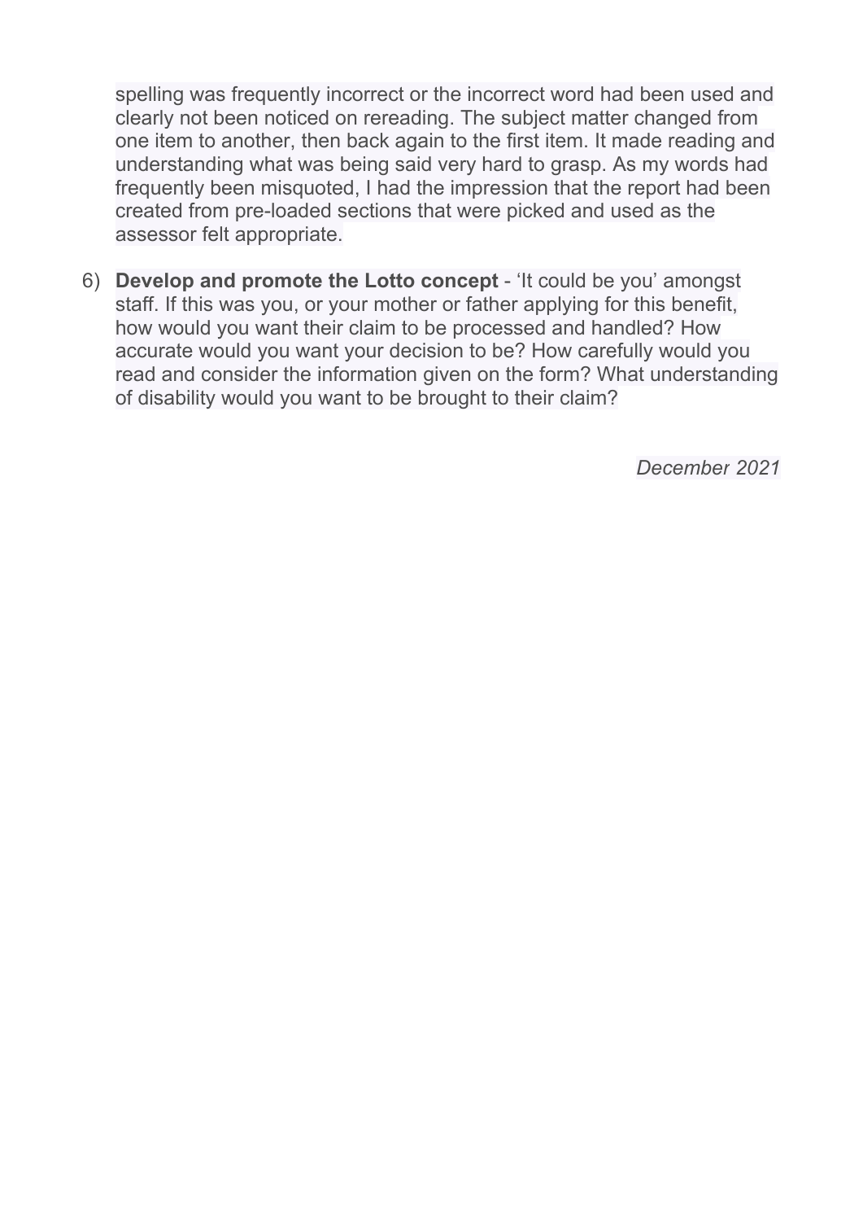spelling was frequently incorrect or the incorrect word had been used and clearly not been noticed on rereading. The subject matter changed from one item to another, then back again to the first item. It made reading and understanding what was being said very hard to grasp. As my words had frequently been misquoted, I had the impression that the report had been created from pre-loaded sections that were picked and used as the assessor felt appropriate.

6) **Develop and promote the Lotto concept** - 'It could be you' amongst staff. If this was you, or your mother or father applying for this benefit, how would you want their claim to be processed and handled? How accurate would you want your decision to be? How carefully would you read and consider the information given on the form? What understanding of disability would you want to be brought to their claim?

*December 2021*